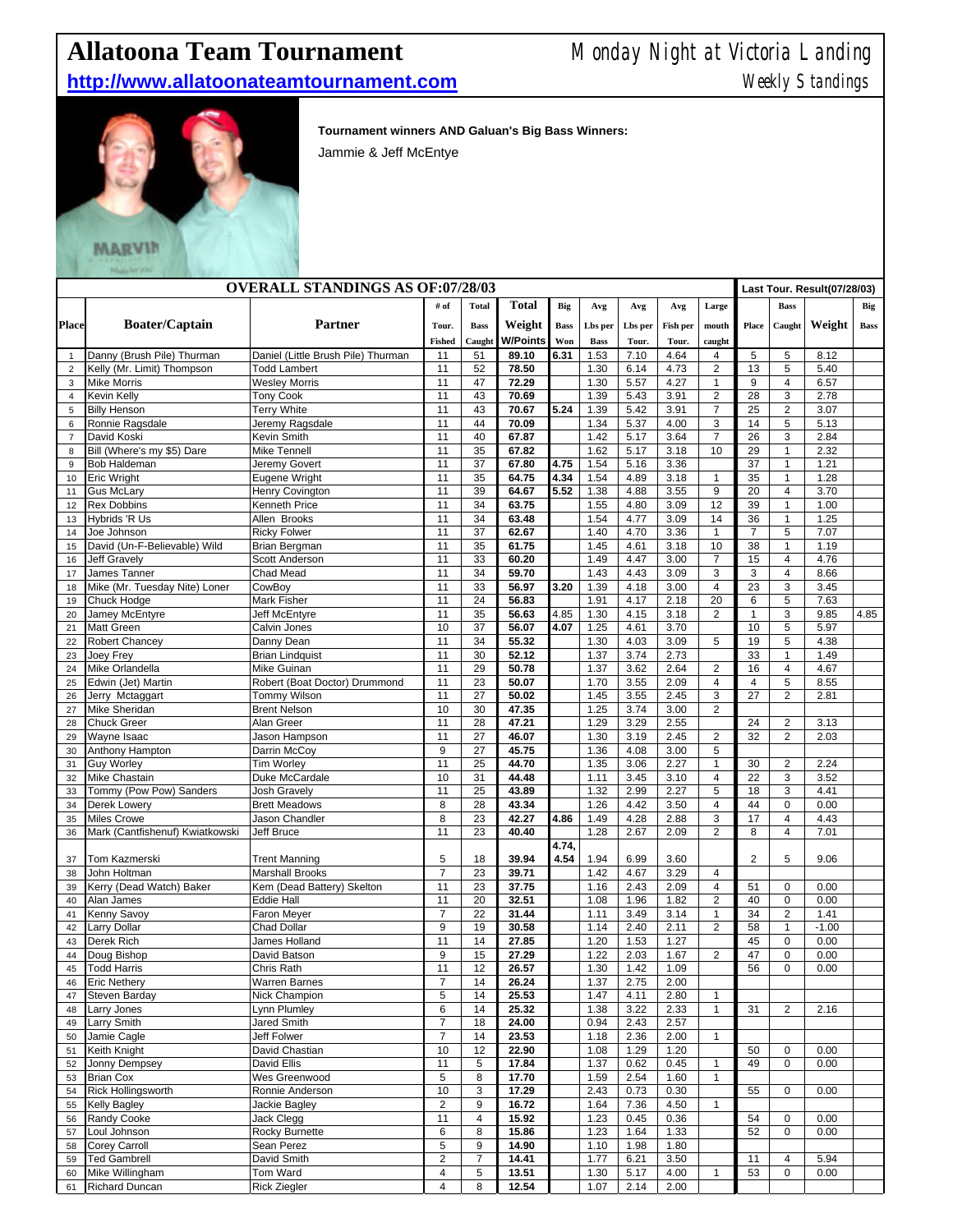# Allatoona Team Tournament

Monday Night at Victoria Landing

**http://www.allatoonateamtournament.com**

Weekly Standings

**Tournament winners AND Galuan's Big Bass Winners:**

Jammie & Jeff McEntye

| OVERALL STANDINGS AS OF:07/28/03 | | | | | | | | | | | | Last Tour. Result(07/28/03) | | | |
|---|---|---|---|---|---|---|---|---|---|---|---|---|---|---|---|
| Place | Boater/Captain | Partner | # of Tour. Fished | Total Bass Caught | Total Weight W/Points | Big Bass Won | Avg Lbs per Bass | Avg Lbs per Tour. | Avg Fish per Tour. | Large mouth caught | Place | Bass Caught | Weight | Big Bass |
| 1 | Danny (Brush Pile) Thurman | Daniel (Little Brush Pile) Thurman | 11 | 51 | 89.10 | 6.31 | 1.53 | 7.10 | 4.64 | 4 | 5 | 5 | 8.12 | |
| 2 | Kelly (Mr. Limit) Thompson | Todd Lambert | 11 | 52 | 78.50 | | 1.30 | 6.14 | 4.73 | 2 | 13 | 5 | 5.40 | |
| 3 | Mike Morris | Wesley Morris | 11 | 47 | 72.29 | | 1.30 | 5.57 | 4.27 | 1 | 9 | 4 | 6.57 | |
| 4 | Kevin Kelly | Tony Cook | 11 | 43 | 70.69 | | 1.39 | 5.43 | 3.91 | 2 | 28 | 3 | 2.78 | |
| 5 | Billy Henson | Terry White | 11 | 43 | 70.67 | 5.24 | 1.39 | 5.42 | 3.91 | 7 | 25 | 2 | 3.07 | |
| 6 | Ronnie Ragsdale | Jeremy Ragsdale | 11 | 44 | 70.09 | | 1.34 | 5.37 | 4.00 | 3 | 14 | 5 | 5.13 | |
| 7 | David Koski | Kevin Smith | 11 | 40 | 67.87 | | 1.42 | 5.17 | 3.64 | 7 | 26 | 3 | 2.84 | |
| 8 | Bill (Where's my $5) Dare | Mike Tennell | 11 | 35 | 67.82 | | 1.62 | 5.17 | 3.18 | 10 | 29 | 1 | 2.32 | |
| 9 | Bob Haldeman | Jeremy Govert | 11 | 37 | 67.80 | 4.75 | 1.54 | 5.16 | 3.36 | | 37 | 1 | 1.21 | |
| 10 | Eric Wright | Eugene Wright | 11 | 35 | 64.75 | 4.34 | 1.54 | 4.89 | 3.18 | 1 | 35 | 1 | 1.28 | |
| 11 | Gus McLary | Henry Covington | 11 | 39 | 64.67 | 5.52 | 1.38 | 4.88 | 3.55 | 9 | 20 | 4 | 3.70 | |
| 12 | Rex Dobbins | Kenneth Price | 11 | 34 | 63.75 | | 1.55 | 4.80 | 3.09 | 12 | 39 | 1 | 1.00 | |
| 13 | Hybrids 'R Us | Allen Brooks | 11 | 34 | 63.48 | | 1.54 | 4.77 | 3.09 | 14 | 36 | 1 | 1.25 | |
| 14 | Joe Johnson | Ricky Folwer | 11 | 37 | 62.67 | | 1.40 | 4.70 | 3.36 | 1 | 7 | 5 | 7.07 | |
| 15 | David (Un-F-Believable) Wild | Brian Bergman | 11 | 35 | 61.75 | | 1.45 | 4.61 | 3.18 | 10 | 38 | 1 | 1.19 | |
| 16 | Jeff Gravely | Scott Anderson | 11 | 33 | 60.20 | | 1.49 | 4.47 | 3.00 | 7 | 15 | 4 | 4.76 | |
| 17 | James Tanner | Chad Mead | 11 | 34 | 59.70 | | 1.43 | 4.43 | 3.09 | 3 | 3 | 4 | 8.66 | |
| 18 | Mike (Mr. Tuesday Nite) Loner | CowBoy | 11 | 33 | 56.97 | 3.20 | 1.39 | 4.18 | 3.00 | 4 | 23 | 3 | 3.45 | |
| 19 | Chuck Hodge | Mark Fisher | 11 | 24 | 56.83 | | 1.91 | 4.17 | 2.18 | 20 | 6 | 5 | 7.63 | |
| 20 | Jamey McEntyre | Jeff McEntyre | 11 | 35 | 56.63 | 4.85 | 1.30 | 4.15 | 3.18 | 2 | 1 | 3 | 9.85 | 4.85 |
| 21 | Matt Green | Calvin Jones | 10 | 37 | 56.07 | 4.07 | 1.25 | 4.61 | 3.70 | | 10 | 5 | 5.97 | |
| 22 | Robert Chancey | Danny Dean | 11 | 34 | 55.32 | | 1.30 | 4.03 | 3.09 | 5 | 19 | 5 | 4.38 | |
| 23 | Joey Frey | Brian Lindquist | 11 | 30 | 52.12 | | 1.37 | 3.74 | 2.73 | | 33 | 1 | 1.49 | |
| 24 | Mike Orlandella | Mike Guinan | 11 | 29 | 50.78 | | 1.37 | 3.62 | 2.64 | 2 | 16 | 4 | 4.67 | |
| 25 | Edwin (Jet) Martin | Robert (Boat Doctor) Drummond | 11 | 23 | 50.07 | | 1.70 | 3.55 | 2.09 | 4 | 4 | 5 | 8.55 | |
| 26 | Jerry Mctaggart | Tommy Wilson | 11 | 27 | 50.02 | | 1.45 | 3.55 | 2.45 | 3 | 27 | 2 | 2.81 | |
| 27 | Mike Sheridan | Brent Nelson | 10 | 30 | 47.35 | | 1.25 | 3.74 | 3.00 | 2 | | | | |
| 28 | Chuck Greer | Alan Greer | 11 | 28 | 47.21 | | 1.29 | 3.29 | 2.55 | | 24 | 2 | 3.13 | |
| 29 | Wayne Isaac | Jason Hampson | 11 | 27 | 46.07 | | 1.30 | 3.19 | 2.45 | 2 | 32 | 2 | 2.03 | |
| 30 | Anthony Hampton | Darrin McCoy | 9 | 27 | 45.75 | | 1.36 | 4.08 | 3.00 | 5 | | | | |
| 31 | Guy Worley | Tim Worley | 11 | 25 | 44.70 | | 1.35 | 3.06 | 2.27 | 1 | 30 | 2 | 2.24 | |
| 32 | Mike Chastain | Duke McCardale | 10 | 31 | 44.48 | | 1.11 | 3.45 | 3.10 | 4 | 22 | 3 | 3.52 | |
| 33 | Tommy (Pow Pow) Sanders | Josh Gravely | 11 | 25 | 43.89 | | 1.32 | 2.99 | 2.27 | 5 | 18 | 3 | 4.41 | |
| 34 | Derek Lowery | Brett Meadows | 8 | 28 | 43.34 | | 1.26 | 4.42 | 3.50 | 4 | 44 | 0 | 0.00 | |
| 35 | Miles Crowe | Jason Chandler | 8 | 23 | 42.27 | 4.86 | 1.49 | 4.28 | 2.88 | 3 | 17 | 4 | 4.43 | |
| 36 | Mark (Cantfishenuf) Kwiatkowski | Jeff Bruce | 11 | 23 | 40.40 | | 1.28 | 2.67 | 2.09 | 2 | 8 | 4 | 7.01 | |
| 37 | Tom Kazmerski | Trent Manning | 5 | 18 | 39.94 | 4.74, 4.54 | 1.94 | 6.99 | 3.60 | | 2 | 5 | 9.06 | |
| 38 | John Holtman | Marshall Brooks | 7 | 23 | 39.71 | | 1.42 | 4.67 | 3.29 | 4 | | | | |
| 39 | Kerry (Dead Watch) Baker | Kem (Dead Battery) Skelton | 11 | 23 | 37.75 | | 1.16 | 2.43 | 2.09 | 4 | 51 | 0 | 0.00 | |
| 40 | Alan James | Eddie Hall | 11 | 20 | 32.51 | | 1.08 | 1.96 | 1.82 | 2 | 40 | 0 | 0.00 | |
| 41 | Kenny Savoy | Faron Meyer | 7 | 22 | 31.44 | | 1.11 | 3.49 | 3.14 | 1 | 34 | 2 | 1.41 | |
| 42 | Larry Dollar | Chad Dollar | 9 | 19 | 30.58 | | 1.14 | 2.40 | 2.11 | 2 | 58 | 1 | -1.00 | |
| 43 | Derek Rich | James Holland | 11 | 14 | 27.85 | | 1.20 | 1.53 | 1.27 | | 45 | 0 | 0.00 | |
| 44 | Doug Bishop | David Batson | 9 | 15 | 27.29 | | 1.22 | 2.03 | 1.67 | 2 | 47 | 0 | 0.00 | |
| 45 | Todd Harris | Chris Rath | 11 | 12 | 26.57 | | 1.30 | 1.42 | 1.09 | | 56 | 0 | 0.00 | |
| 46 | Eric Nethery | Warren Barnes | 7 | 14 | 26.24 | | 1.37 | 2.75 | 2.00 | | | | | |
| 47 | Steven Barday | Nick Champion | 5 | 14 | 25.53 | | 1.47 | 4.11 | 2.80 | 1 | | | | |
| 48 | Larry Jones | Lynn Plumley | 6 | 14 | 25.32 | | 1.38 | 3.22 | 2.33 | 1 | 31 | 2 | 2.16 | |
| 49 | Larry Smith | Jared Smith | 7 | 18 | 24.00 | | 0.94 | 2.43 | 2.57 | | | | | |
| 50 | Jamie Cagle | Jeff Folwer | 7 | 14 | 23.53 | | 1.18 | 2.36 | 2.00 | 1 | | | | |
| 51 | Keith Knight | David Chastian | 10 | 12 | 22.90 | | 1.08 | 1.29 | 1.20 | | 50 | 0 | 0.00 | |
| 52 | Jonny Dempsey | David Ellis | 11 | 5 | 17.84 | | 1.37 | 0.62 | 0.45 | 1 | 49 | 0 | 0.00 | |
| 53 | Brian Cox | Wes Greenwood | 5 | 8 | 17.70 | | 1.59 | 2.54 | 1.60 | 1 | | | | |
| 54 | Rick Hollingsworth | Ronnie Anderson | 10 | 3 | 17.29 | | 2.43 | 0.73 | 0.30 | | 55 | 0 | 0.00 | |
| 55 | Kelly Bagley | Jackie Bagley | 2 | 9 | 16.72 | | 1.64 | 7.36 | 4.50 | 1 | | | | |
| 56 | Randy Cooke | Jack Clegg | 11 | 4 | 15.92 | | 1.23 | 0.45 | 0.36 | | 54 | 0 | 0.00 | |
| 57 | Loul Johnson | Rocky Burnette | 6 | 8 | 15.86 | | 1.23 | 1.64 | 1.33 | | 52 | 0 | 0.00 | |
| 58 | Corey Carroll | Sean Perez | 5 | 9 | 14.90 | | 1.10 | 1.98 | 1.80 | | | | | |
| 59 | Ted Gambrell | David Smith | 2 | 7 | 14.41 | | 1.77 | 6.21 | 3.50 | | 11 | 4 | 5.94 | |
| 60 | Mike Willingham | Tom Ward | 4 | 5 | 13.51 | | 1.30 | 5.17 | 4.00 | 1 | 53 | 0 | 0.00 | |
| 61 | Richard Duncan | Rick Ziegler | 4 | 8 | 12.54 | | 1.07 | 2.14 | 2.00 | | | | | |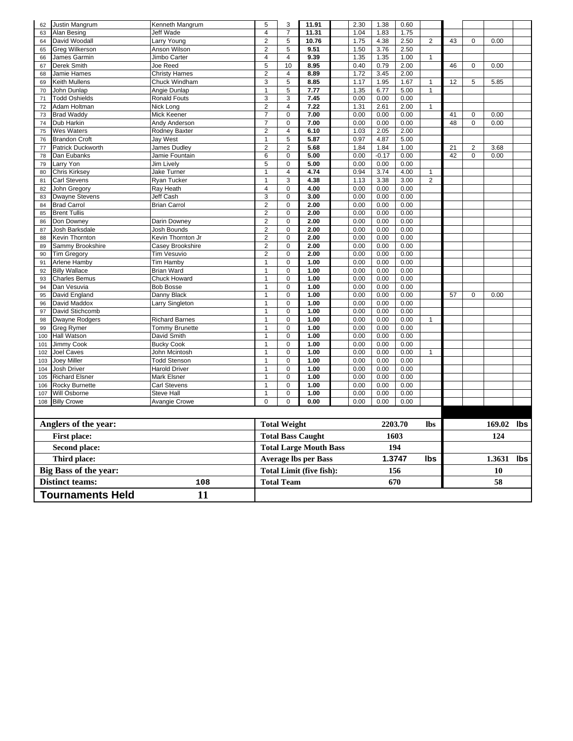| | | | | | | | | | | | | | | | | |
|---|---|---|---|---|---|---|---|---|---|---|---|---|---|---|---|---|
| 62 | Justin Mangrum | Kenneth Mangrum | 5 | 3 | **11.91** | | 2.30 | 1.38 | 0.60 | | | | | | | |
| 63 | Alan Besing | Jeff Wade | 4 | 7 | **11.31** | | 1.04 | 1.83 | 1.75 | | | | | | | |
| 64 | David Woodall | Larry Young | 2 | 5 | **10.76** | | 1.75 | 4.38 | 2.50 | 2 | | 43 | 0 | 0.00 | | |
| 65 | Greg Wilkerson | Anson Wilson | 2 | 5 | **9.51** | | 1.50 | 3.76 | 2.50 | | | | | | | |
| 66 | James Garmin | Jimbo Carter | 4 | 4 | **9.39** | | 1.35 | 1.35 | 1.00 | 1 | | | | | | |
| 67 | Derek Smith | Joe Reed | 5 | 10 | **8.95** | | 0.40 | 0.79 | 2.00 | | | 46 | 0 | 0.00 | | |
| 68 | Jamie Hames | Christy Hames | 2 | 4 | **8.89** | | 1.72 | 3.45 | 2.00 | | | | | | | |
| 69 | Keith Mullens | Chuck Windham | 3 | 5 | **8.85** | | 1.17 | 1.95 | 1.67 | 1 | | 12 | 5 | 5.85 | | |
| 70 | John Dunlap | Angie Dunlap | 1 | 5 | **7.77** | | 1.35 | 6.77 | 5.00 | 1 | | | | | | |
| 71 | Todd Oshields | Ronald Fouts | 3 | 3 | **7.45** | | 0.00 | 0.00 | 0.00 | | | | | | | |
| 72 | Adam Holtman | Nick Long | 2 | 4 | **7.22** | | 1.31 | 2.61 | 2.00 | 1 | | | | | | |
| 73 | Brad Waddy | Mick Keener | 7 | 0 | **7.00** | | 0.00 | 0.00 | 0.00 | | | 41 | 0 | 0.00 | | |
| 74 | Dub Harkin | Andy Anderson | 7 | 0 | **7.00** | | 0.00 | 0.00 | 0.00 | | | 48 | 0 | 0.00 | | |
| 75 | Wes Waters | Rodney Baxter | 2 | 4 | **6.10** | | 1.03 | 2.05 | 2.00 | | | | | | | |
| 76 | Brandon Croft | Jay West | 1 | 5 | **5.87** | | 0.97 | 4.87 | 5.00 | | | | | | | |
| 77 | Patrick Duckworth | James Dudley | 2 | 2 | **5.68** | | 1.84 | 1.84 | 1.00 | | | 21 | 2 | 3.68 | | |
| 78 | Dan Eubanks | Jamie Fountain | 6 | 0 | **5.00** | | 0.00 | -0.17 | 0.00 | | | 42 | 0 | 0.00 | | |
| 79 | Larry Yon | Jim Lively | 5 | 0 | **5.00** | | 0.00 | 0.00 | 0.00 | | | | | | | |
| 80 | Chris Kirksey | Jake Turner | 1 | 4 | **4.74** | | 0.94 | 3.74 | 4.00 | 1 | | | | | | |
| 81 | Carl Stevens | Ryan Tucker | 1 | 3 | **4.38** | | 1.13 | 3.38 | 3.00 | 2 | | | | | | |
| 82 | John Gregory | Ray Heath | 4 | 0 | **4.00** | | 0.00 | 0.00 | 0.00 | | | | | | | |
| 83 | Dwayne Stevens | Jeff Cash | 3 | 0 | **3.00** | | 0.00 | 0.00 | 0.00 | | | | | | | |
| 84 | Brad Carrol | Brian Carrol | 2 | 0 | **2.00** | | 0.00 | 0.00 | 0.00 | | | | | | | |
| 85 | Brent Tullis | | 2 | 0 | **2.00** | | 0.00 | 0.00 | 0.00 | | | | | | | |
| 86 | Don Downey | Darin Downey | 2 | 0 | **2.00** | | 0.00 | 0.00 | 0.00 | | | | | | | |
| 87 | Josh Barksdale | Josh Bounds | 2 | 0 | **2.00** | | 0.00 | 0.00 | 0.00 | | | | | | | |
| 88 | Kevin Thornton | Kevin Thornton Jr | 2 | 0 | **2.00** | | 0.00 | 0.00 | 0.00 | | | | | | | |
| 89 | Sammy Brookshire | Casey Brookshire | 2 | 0 | **2.00** | | 0.00 | 0.00 | 0.00 | | | | | | | |
| 90 | Tim Gregory | Tim Vesuvio | 2 | 0 | **2.00** | | 0.00 | 0.00 | 0.00 | | | | | | | |
| 91 | Arlene Hamby | Tim Hamby | 1 | 0 | **1.00** | | 0.00 | 0.00 | 0.00 | | | | | | | |
| 92 | Billy Wallace | Brian Ward | 1 | 0 | **1.00** | | 0.00 | 0.00 | 0.00 | | | | | | | |
| 93 | Charles Bemus | Chuck Howard | 1 | 0 | **1.00** | | 0.00 | 0.00 | 0.00 | | | | | | | |
| 94 | Dan Vesuvia | Bob Bosse | 1 | 0 | **1.00** | | 0.00 | 0.00 | 0.00 | | | | | | | |
| 95 | David England | Danny Black | 1 | 0 | **1.00** | | 0.00 | 0.00 | 0.00 | | | 57 | 0 | 0.00 | | |
| 96 | David Maddox | Larry Singleton | 1 | 0 | **1.00** | | 0.00 | 0.00 | 0.00 | | | | | | | |
| 97 | David Stichcomb | | 1 | 0 | **1.00** | | 0.00 | 0.00 | 0.00 | | | | | | | |
| 98 | Dwayne Rodgers | Richard Barnes | 1 | 0 | **1.00** | | 0.00 | 0.00 | 0.00 | 1 | | | | | | |
| 99 | Greg Rymer | Tommy Brunette | 1 | 0 | **1.00** | | 0.00 | 0.00 | 0.00 | | | | | | | |
| 100 | Hall Watson | David Smith | 1 | 0 | **1.00** | | 0.00 | 0.00 | 0.00 | | | | | | | |
| 101 | Jimmy Cook | Bucky Cook | 1 | 0 | **1.00** | | 0.00 | 0.00 | 0.00 | | | | | | | |
| 102 | Joel Caves | John Mcintosh | 1 | 0 | **1.00** | | 0.00 | 0.00 | 0.00 | 1 | | | | | | |
| 103 | Joey Miller | Todd Stenson | 1 | 0 | **1.00** | | 0.00 | 0.00 | 0.00 | | | | | | | |
| 104 | Josh Driver | Harold Driver | 1 | 0 | **1.00** | | 0.00 | 0.00 | 0.00 | | | | | | | |
| 105 | Richard Elsner | Mark Elsner | 1 | 0 | **1.00** | | 0.00 | 0.00 | 0.00 | | | | | | | |
| 106 | Rocky Burnette | Carl Stevens | 1 | 0 | **1.00** | | 0.00 | 0.00 | 0.00 | | | | | | | |
| 107 | Will Osborne | Steve Hall | 1 | 0 | **1.00** | | 0.00 | 0.00 | 0.00 | | | | | | | |
| 108 | Billy Crowe | Avangie Crowe | 0 | 0 | **0.00** | | 0.00 | 0.00 | 0.00 | | | | | | | |

| | | | | | | |
|---|---|---|---|---|---|---|
| **Anglers of the year:** | | **Total Weight** | **2203.70** | **lbs** | **169.02** | **lbs** |
| **First place:** | | **Total Bass Caught** | **1603** | | **124** | |
| **Second place:** | | **Total Large Mouth Bass** | **194** | | | |
| **Third place:** | | **Average lbs per Bass** | **1.3747** | **lbs** | **1.3631** | **lbs** |
| **Big Bass of the year:** | | **Total Limit (five fish):** | **156** | | **10** | |
| **Distinct teams:** | **108** | **Total Team** | **670** | | **58** | |
| **Tournaments Held** | **11** | | | | | |